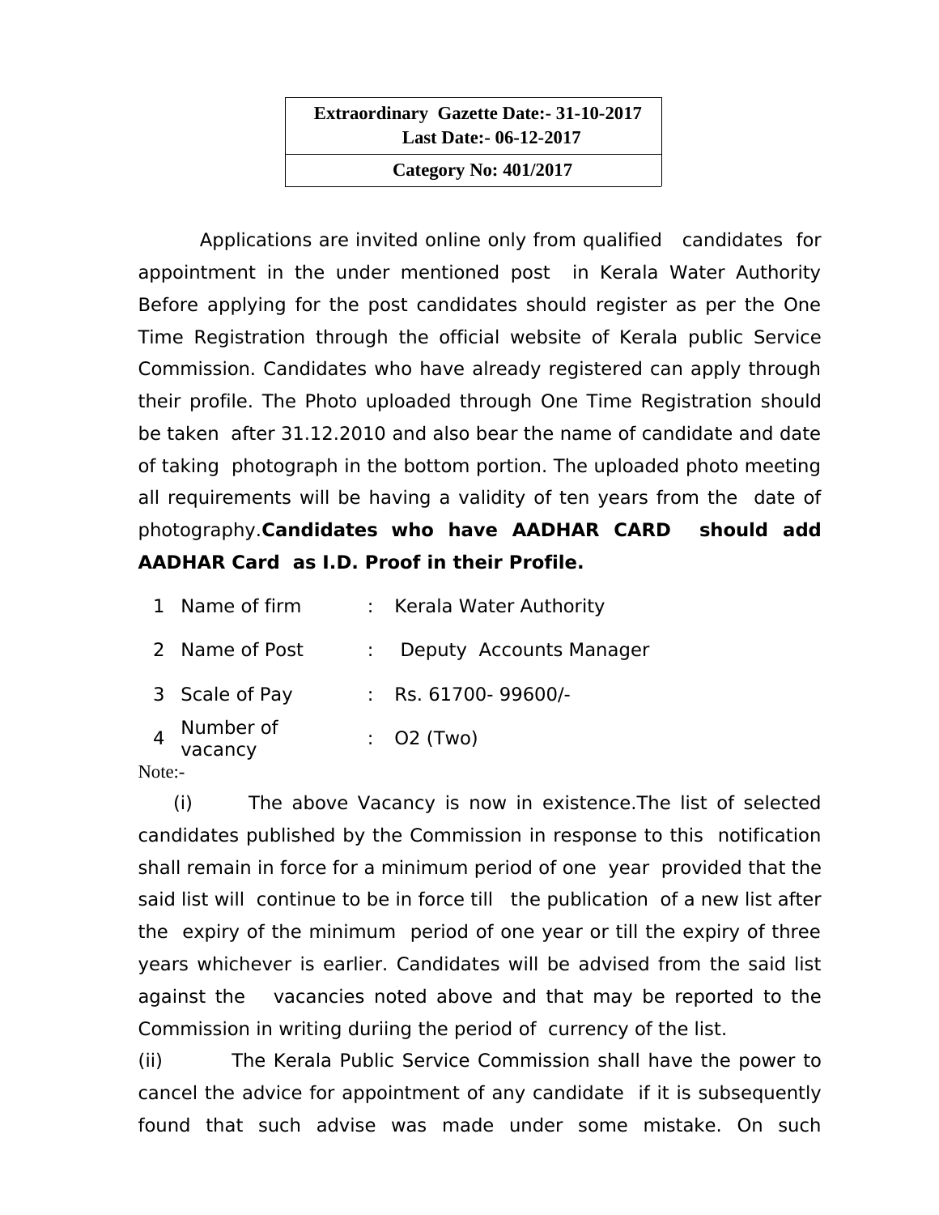| Extraordinary Gazette Date:- 31-10-2017 Last Date:- 06-12-2017 |
|---|
| **Category No: 401/2017** |

Applications are invited online only from qualified candidates for appointment in the under mentioned post in Kerala Water Authority Before applying for the post candidates should register as per the One Time Registration through the official website of Kerala public Service Commission. Candidates who have already registered can apply through their profile. The Photo uploaded through One Time Registration should be taken after 31.12.2010 and also bear the name of candidate and date of taking photograph in the bottom portion. The uploaded photo meeting all requirements will be having a validity of ten years from the date of photography.**Candidates who have AADHAR CARD should add AADHAR Card as I.D. Proof in their Profile.**

| | | | |
|---|---|---|---|
| 1 | Name of firm | : | Kerala Water Authority |
| 2 | Name of Post | : | Deputy Accounts Manager |
| 3 | Scale of Pay | : | Rs. 61700- 99600/- |
| 4 | Number of vacancy | : | O2 (Two) |

Note:-

(i) The above Vacancy is now in existence.The list of selected candidates published by the Commission in response to this notification shall remain in force for a minimum period of one year provided that the said list will continue to be in force till the publication of a new list after the expiry of the minimum period of one year or till the expiry of three years whichever is earlier. Candidates will be advised from the said list against the vacancies noted above and that may be reported to the Commission in writing duriing the period of currency of the list.

(ii) The Kerala Public Service Commission shall have the power to cancel the advice for appointment of any candidate if it is subsequently found that such advise was made under some mistake. On such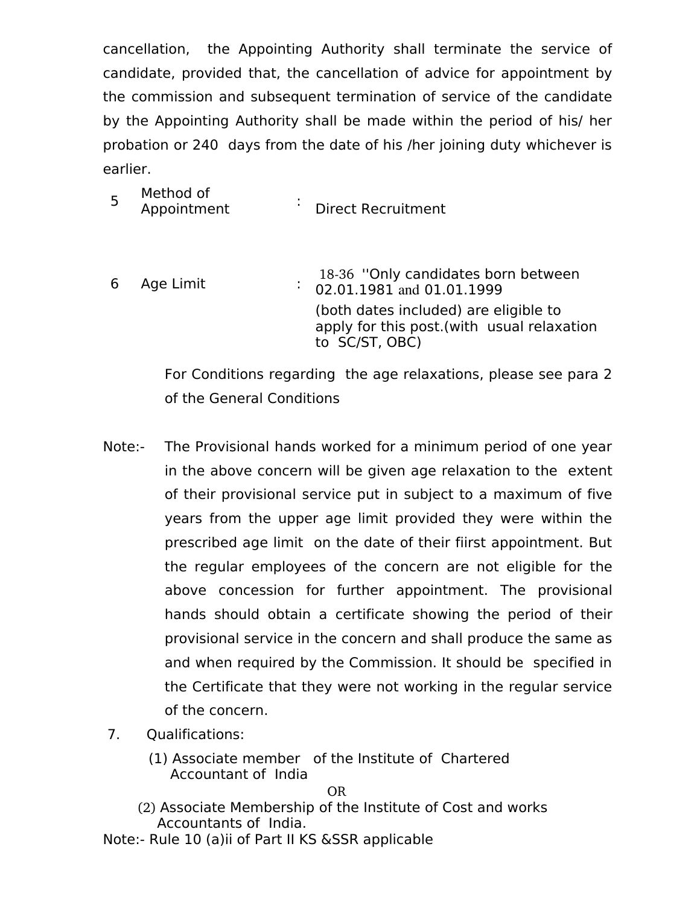cancellation, the Appointing Authority shall terminate the service of candidate, provided that, the cancellation of advice for appointment by the commission and subsequent termination of service of the candidate by the Appointing Authority shall be made within the period of his/ her probation or 240 days from the date of his /her joining duty whichever is earlier.

| | | | |
|---|---|---|---|
| 5 | Method of Appointment | : | Direct Recruitment |
| 6 | Age Limit | : | 18-36 ''Only candidates born between 02.01.1981 and 01.01.1999 (both dates included) are eligible to apply for this post.(with usual relaxation to SC/ST, OBC) |

For Conditions regarding the age relaxations, please see para 2 of the General Conditions

Note:- The Provisional hands worked for a minimum period of one year in the above concern will be given age relaxation to the extent of their provisional service put in subject to a maximum of five years from the upper age limit provided they were within the prescribed age limit on the date of their fiirst appointment. But the regular employees of the concern are not eligible for the above concession for further appointment. The provisional hands should obtain a certificate showing the period of their provisional service in the concern and shall produce the same as and when required by the Commission. It should be specified in the Certificate that they were not working in the regular service of the concern.

7. Qualifications:

(1) Associate member of the Institute of Chartered Accountant of India

OR

(2) Associate Membership of the Institute of Cost and works Accountants of India.

Note:- Rule 10 (a)ii of Part II KS &SSR applicable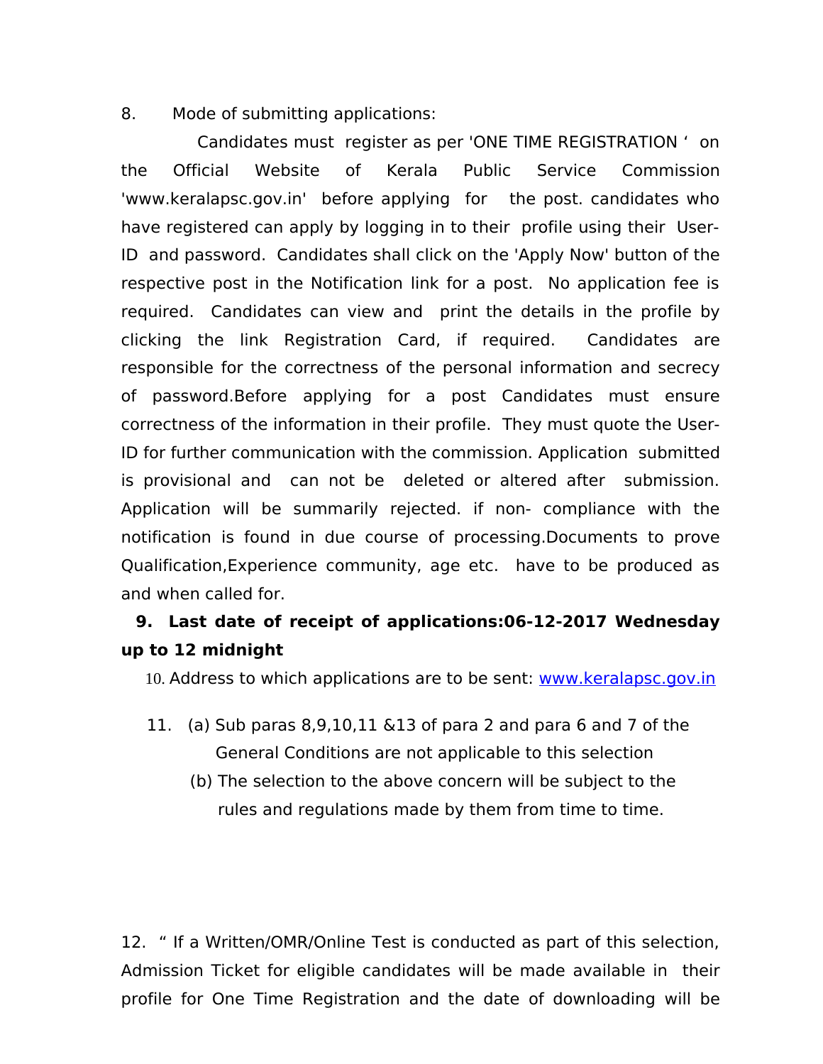8. Mode of submitting applications:

Candidates must register as per 'ONE TIME REGISTRATION ' on the Official Website of Kerala Public Service Commission 'www.keralapsc.gov.in' before applying for the post. candidates who have registered can apply by logging in to their profile using their User-ID and password. Candidates shall click on the 'Apply Now' button of the respective post in the Notification link for a post. No application fee is required. Candidates can view and print the details in the profile by clicking the link Registration Card, if required. Candidates are responsible for the correctness of the personal information and secrecy of password.Before applying for a post Candidates must ensure correctness of the information in their profile. They must quote the User-ID for further communication with the commission. Application submitted is provisional and can not be deleted or altered after submission. Application will be summarily rejected. if non- compliance with the notification is found in due course of processing.Documents to prove Qualification,Experience community, age etc. have to be produced as and when called for.

**9. Last date of receipt of applications:06-12-2017 Wednesday up to 12 midnight**

10. Address to which applications are to be sent: www.keralapsc.gov.in

11. (a) Sub paras 8,9,10,11 &13 of para 2 and para 6 and 7 of the General Conditions are not applicable to this selection

(b) The selection to the above concern will be subject to the rules and regulations made by them from time to time.

12. " If a Written/OMR/Online Test is conducted as part of this selection, Admission Ticket for eligible candidates will be made available in their profile for One Time Registration and the date of downloading will be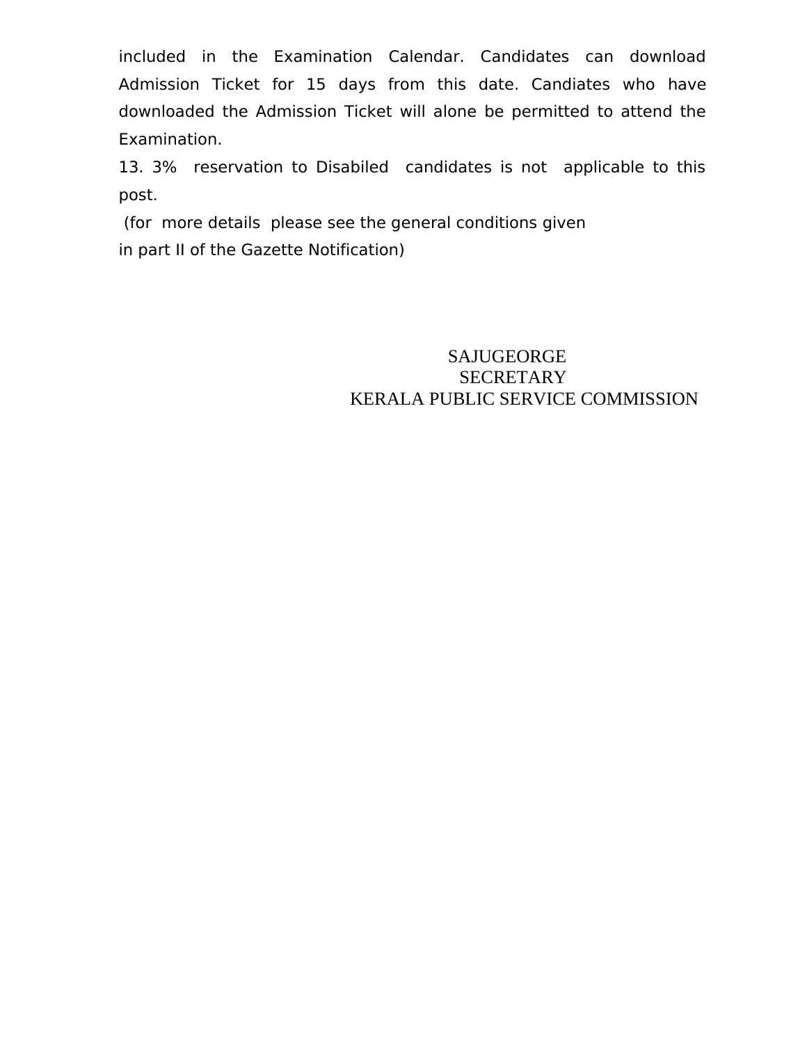included in the Examination Calendar. Candidates can download Admission Ticket for 15 days from this date. Candiates who have downloaded the Admission Ticket will alone be permitted to attend the Examination.

13. 3% reservation to Disabiled candidates is not applicable to this post.

(for more details please see the general conditions given in part II of the Gazette Notification)

SAJUGEORGE
SECRETARY
KERALA PUBLIC SERVICE COMMISSION